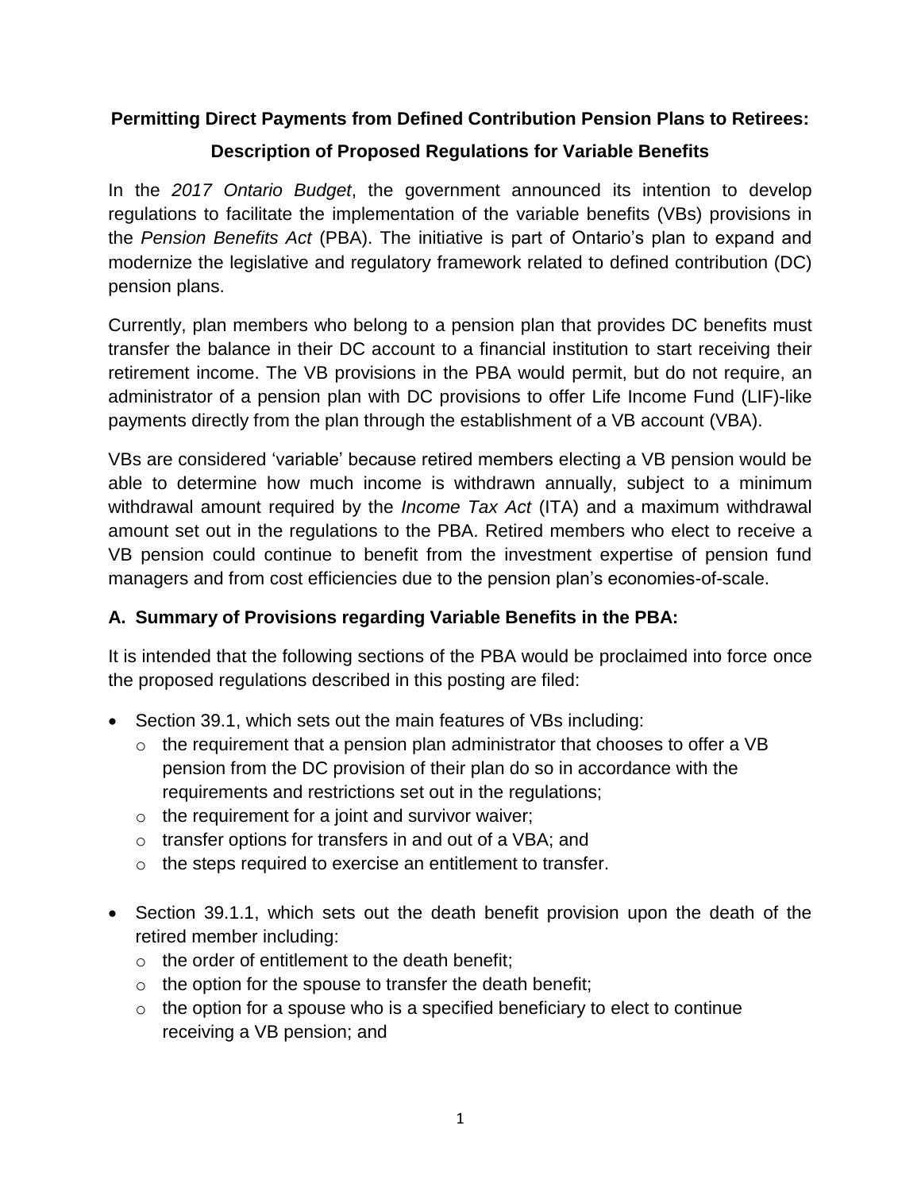**Permitting Direct Payments from Defined Contribution Pension Plans to Retirees:**

**Description of Proposed Regulations for Variable Benefits**

In the *2017 Ontario Budget*, the government announced its intention to develop regulations to facilitate the implementation of the variable benefits (VBs) provisions in the *Pension Benefits Act* (PBA). The initiative is part of Ontario's plan to expand and modernize the legislative and regulatory framework related to defined contribution (DC) pension plans.

Currently, plan members who belong to a pension plan that provides DC benefits must transfer the balance in their DC account to a financial institution to start receiving their retirement income. The VB provisions in the PBA would permit, but do not require, an administrator of a pension plan with DC provisions to offer Life Income Fund (LIF)-like payments directly from the plan through the establishment of a VB account (VBA).

VBs are considered 'variable' because retired members electing a VB pension would be able to determine how much income is withdrawn annually, subject to a minimum withdrawal amount required by the *Income Tax Act* (ITA) and a maximum withdrawal amount set out in the regulations to the PBA. Retired members who elect to receive a VB pension could continue to benefit from the investment expertise of pension fund managers and from cost efficiencies due to the pension plan's economies-of-scale.

## A. Summary of Provisions regarding Variable Benefits in the PBA:

It is intended that the following sections of the PBA would be proclaimed into force once the proposed regulations described in this posting are filed:

- Section 39.1, which sets out the main features of VBs including:
  - the requirement that a pension plan administrator that chooses to offer a VB pension from the DC provision of their plan do so in accordance with the requirements and restrictions set out in the regulations;
  - the requirement for a joint and survivor waiver;
  - transfer options for transfers in and out of a VBA; and
  - the steps required to exercise an entitlement to transfer.

- Section 39.1.1, which sets out the death benefit provision upon the death of the retired member including:
  - the order of entitlement to the death benefit;
  - the option for the spouse to transfer the death benefit;
  - the option for a spouse who is a specified beneficiary to elect to continue receiving a VB pension; and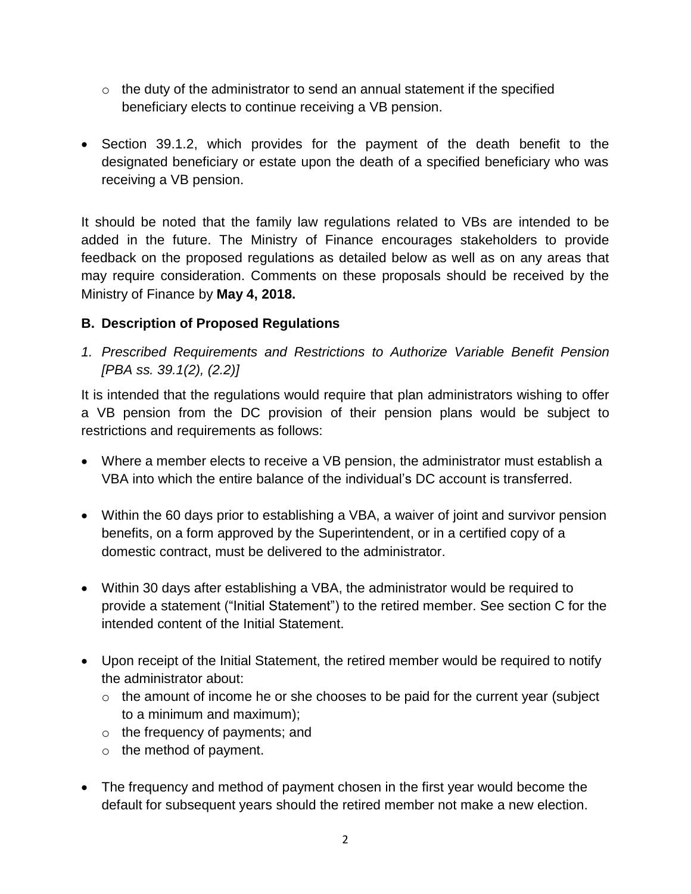- the duty of the administrator to send an annual statement if the specified beneficiary elects to continue receiving a VB pension.

- Section 39.1.2, which provides for the payment of the death benefit to the designated beneficiary or estate upon the death of a specified beneficiary who was receiving a VB pension.

It should be noted that the family law regulations related to VBs are intended to be added in the future. The Ministry of Finance encourages stakeholders to provide feedback on the proposed regulations as detailed below as well as on any areas that may require consideration. Comments on these proposals should be received by the Ministry of Finance by **May 4, 2018.**

### B. Description of Proposed Regulations

*1. Prescribed Requirements and Restrictions to Authorize Variable Benefit Pension [PBA ss. 39.1(2), (2.2)]*

It is intended that the regulations would require that plan administrators wishing to offer a VB pension from the DC provision of their pension plans would be subject to restrictions and requirements as follows:

- Where a member elects to receive a VB pension, the administrator must establish a VBA into which the entire balance of the individual's DC account is transferred.

- Within the 60 days prior to establishing a VBA, a waiver of joint and survivor pension benefits, on a form approved by the Superintendent, or in a certified copy of a domestic contract, must be delivered to the administrator.

- Within 30 days after establishing a VBA, the administrator would be required to provide a statement ("Initial Statement") to the retired member. See section C for the intended content of the Initial Statement.

- Upon receipt of the Initial Statement, the retired member would be required to notify the administrator about:
  - the amount of income he or she chooses to be paid for the current year (subject to a minimum and maximum);
  - the frequency of payments; and
  - the method of payment.

- The frequency and method of payment chosen in the first year would become the default for subsequent years should the retired member not make a new election.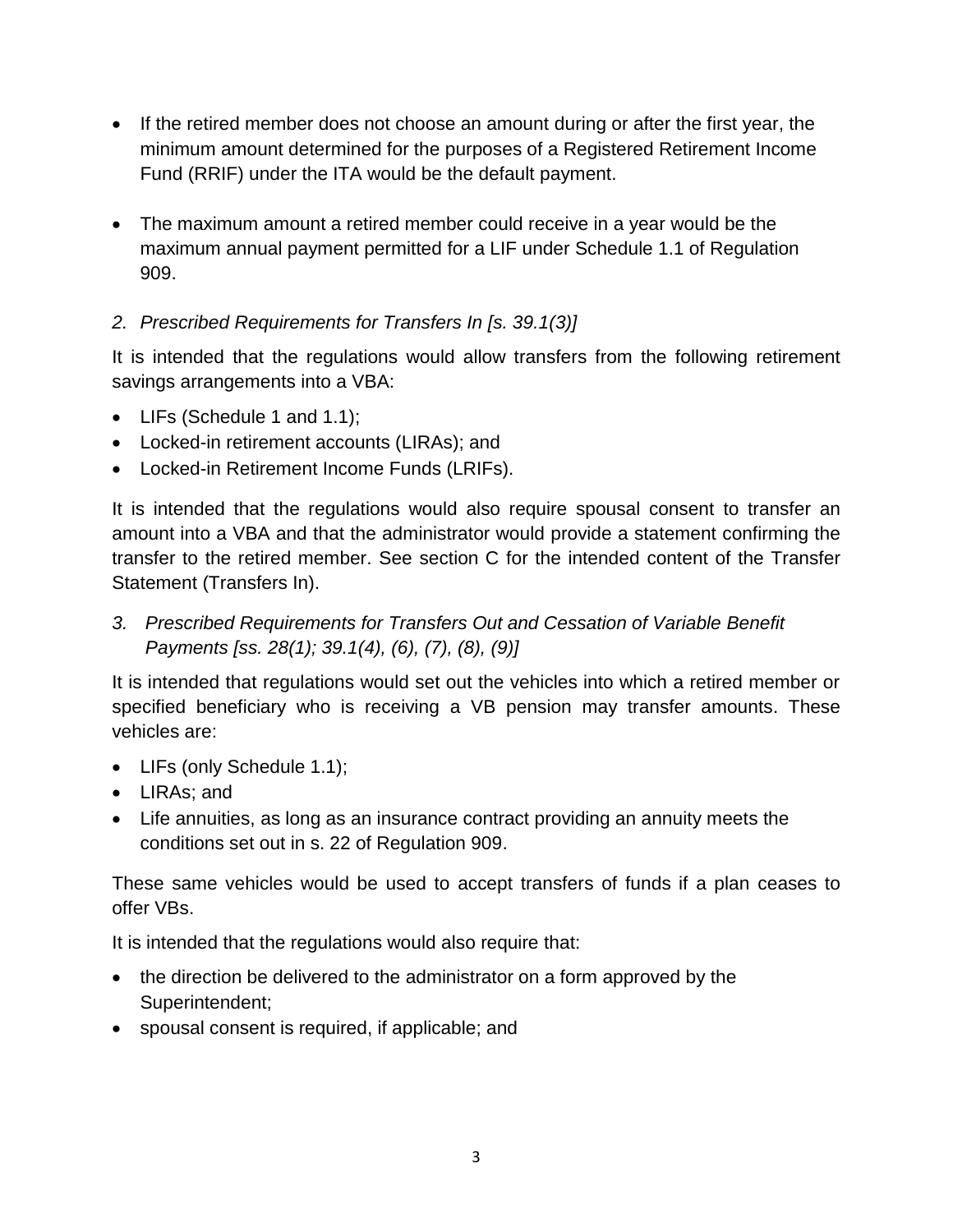- If the retired member does not choose an amount during or after the first year, the minimum amount determined for the purposes of a Registered Retirement Income Fund (RRIF) under the ITA would be the default payment.

- The maximum amount a retired member could receive in a year would be the maximum annual payment permitted for a LIF under Schedule 1.1 of Regulation 909.

*2. Prescribed Requirements for Transfers In [s. 39.1(3)]*

It is intended that the regulations would allow transfers from the following retirement savings arrangements into a VBA:

- LIFs (Schedule 1 and 1.1);
- Locked-in retirement accounts (LIRAs); and
- Locked-in Retirement Income Funds (LRIFs).

It is intended that the regulations would also require spousal consent to transfer an amount into a VBA and that the administrator would provide a statement confirming the transfer to the retired member. See section C for the intended content of the Transfer Statement (Transfers In).

*3. Prescribed Requirements for Transfers Out and Cessation of Variable Benefit Payments [ss. 28(1); 39.1(4), (6), (7), (8), (9)]*

It is intended that regulations would set out the vehicles into which a retired member or specified beneficiary who is receiving a VB pension may transfer amounts. These vehicles are:

- LIFs (only Schedule 1.1);
- LIRAs; and
- Life annuities, as long as an insurance contract providing an annuity meets the conditions set out in s. 22 of Regulation 909.

These same vehicles would be used to accept transfers of funds if a plan ceases to offer VBs.

It is intended that the regulations would also require that:

- the direction be delivered to the administrator on a form approved by the Superintendent;
- spousal consent is required, if applicable; and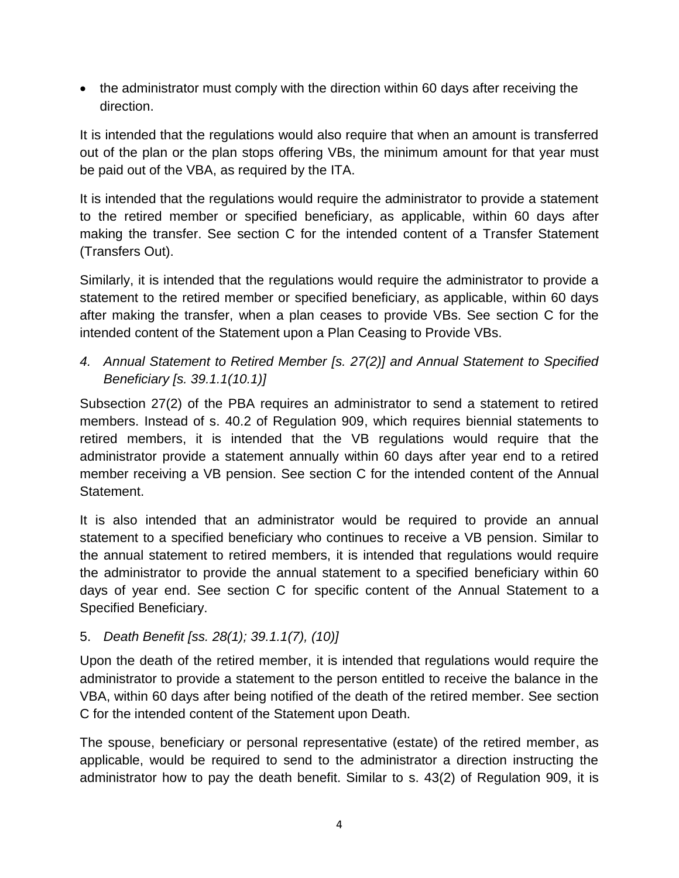- the administrator must comply with the direction within 60 days after receiving the direction.

It is intended that the regulations would also require that when an amount is transferred out of the plan or the plan stops offering VBs, the minimum amount for that year must be paid out of the VBA, as required by the ITA.

It is intended that the regulations would require the administrator to provide a statement to the retired member or specified beneficiary, as applicable, within 60 days after making the transfer. See section C for the intended content of a Transfer Statement (Transfers Out).

Similarly, it is intended that the regulations would require the administrator to provide a statement to the retired member or specified beneficiary, as applicable, within 60 days after making the transfer, when a plan ceases to provide VBs. See section C for the intended content of the Statement upon a Plan Ceasing to Provide VBs.

4. *Annual Statement to Retired Member [s. 27(2)] and Annual Statement to Specified Beneficiary [s. 39.1.1(10.1)]*

Subsection 27(2) of the PBA requires an administrator to send a statement to retired members. Instead of s. 40.2 of Regulation 909, which requires biennial statements to retired members, it is intended that the VB regulations would require that the administrator provide a statement annually within 60 days after year end to a retired member receiving a VB pension. See section C for the intended content of the Annual Statement.

It is also intended that an administrator would be required to provide an annual statement to a specified beneficiary who continues to receive a VB pension. Similar to the annual statement to retired members, it is intended that regulations would require the administrator to provide the annual statement to a specified beneficiary within 60 days of year end. See section C for specific content of the Annual Statement to a Specified Beneficiary.

5. *Death Benefit [ss. 28(1); 39.1.1(7), (10)]*

Upon the death of the retired member, it is intended that regulations would require the administrator to provide a statement to the person entitled to receive the balance in the VBA, within 60 days after being notified of the death of the retired member. See section C for the intended content of the Statement upon Death.

The spouse, beneficiary or personal representative (estate) of the retired member, as applicable, would be required to send to the administrator a direction instructing the administrator how to pay the death benefit. Similar to s. 43(2) of Regulation 909, it is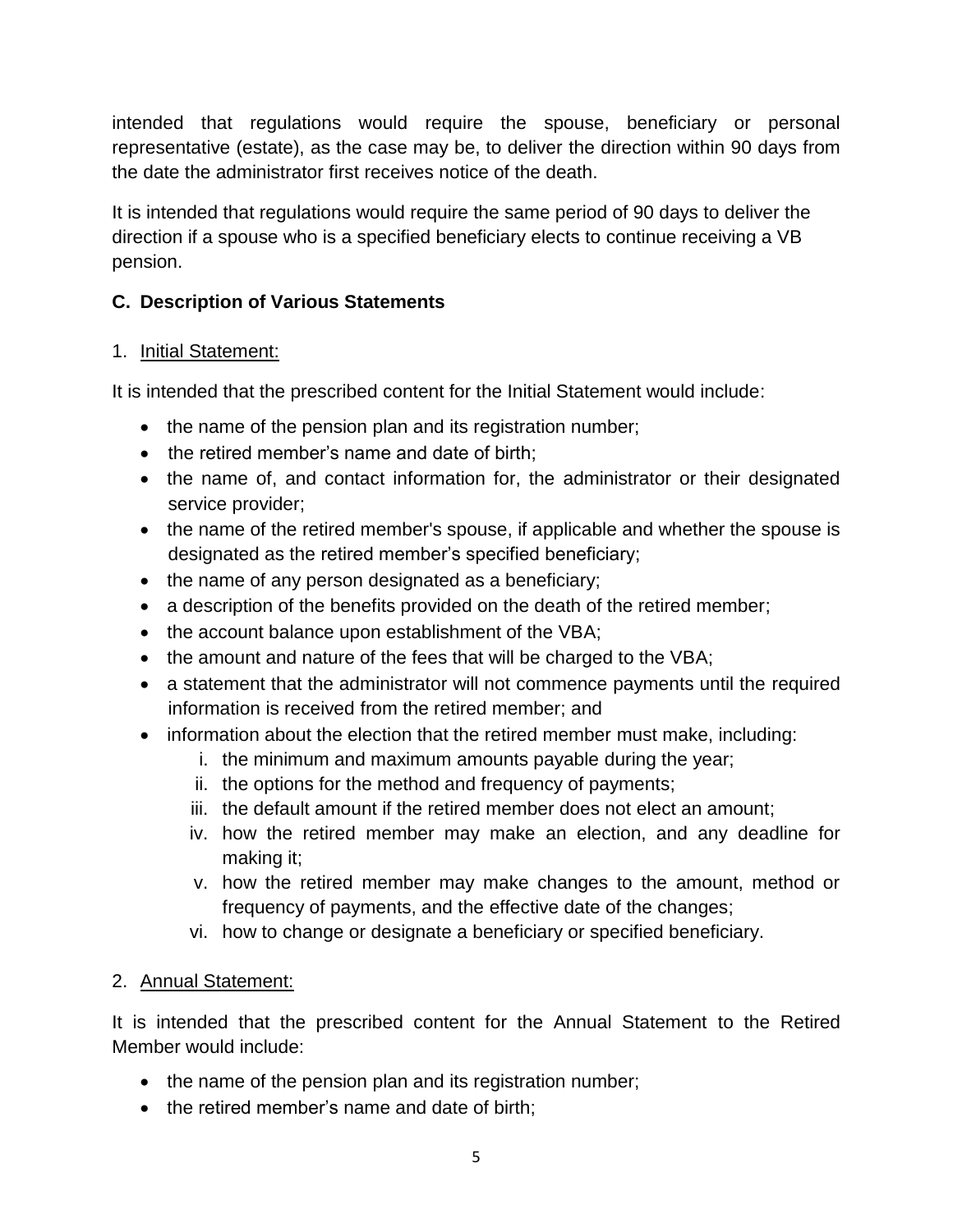intended that regulations would require the spouse, beneficiary or personal representative (estate), as the case may be, to deliver the direction within 90 days from the date the administrator first receives notice of the death.

It is intended that regulations would require the same period of 90 days to deliver the direction if a spouse who is a specified beneficiary elects to continue receiving a VB pension.

### C. Description of Various Statements

1. Initial Statement:

It is intended that the prescribed content for the Initial Statement would include:

- the name of the pension plan and its registration number;
- the retired member's name and date of birth;
- the name of, and contact information for, the administrator or their designated service provider;
- the name of the retired member's spouse, if applicable and whether the spouse is designated as the retired member's specified beneficiary;
- the name of any person designated as a beneficiary;
- a description of the benefits provided on the death of the retired member;
- the account balance upon establishment of the VBA;
- the amount and nature of the fees that will be charged to the VBA;
- a statement that the administrator will not commence payments until the required information is received from the retired member; and
- information about the election that the retired member must make, including:
    i. the minimum and maximum amounts payable during the year;
    ii. the options for the method and frequency of payments;
    iii. the default amount if the retired member does not elect an amount;
    iv. how the retired member may make an election, and any deadline for making it;
    v. how the retired member may make changes to the amount, method or frequency of payments, and the effective date of the changes;
    vi. how to change or designate a beneficiary or specified beneficiary.

2. Annual Statement:

It is intended that the prescribed content for the Annual Statement to the Retired Member would include:

- the name of the pension plan and its registration number;
- the retired member's name and date of birth;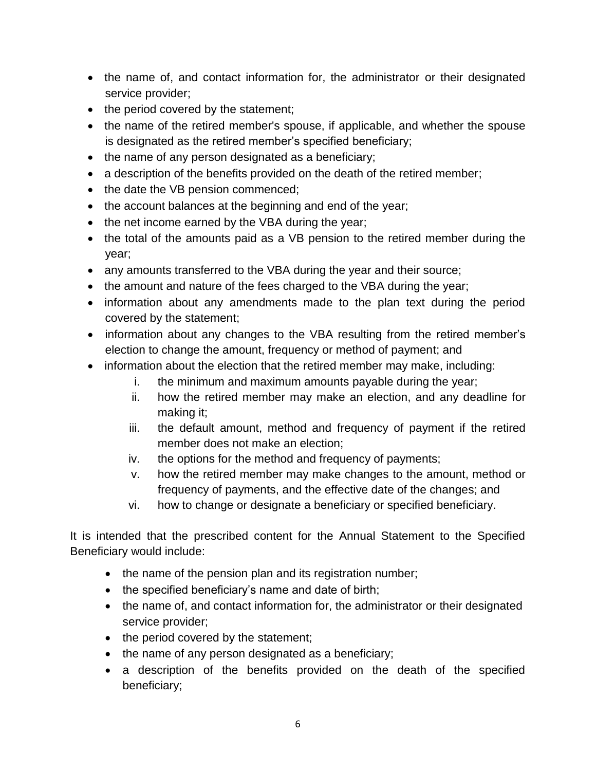- the name of, and contact information for, the administrator or their designated service provider;
- the period covered by the statement;
- the name of the retired member's spouse, if applicable, and whether the spouse is designated as the retired member's specified beneficiary;
- the name of any person designated as a beneficiary;
- a description of the benefits provided on the death of the retired member;
- the date the VB pension commenced;
- the account balances at the beginning and end of the year;
- the net income earned by the VBA during the year;
- the total of the amounts paid as a VB pension to the retired member during the year;
- any amounts transferred to the VBA during the year and their source;
- the amount and nature of the fees charged to the VBA during the year;
- information about any amendments made to the plan text during the period covered by the statement;
- information about any changes to the VBA resulting from the retired member's election to change the amount, frequency or method of payment; and
- information about the election that the retired member may make, including:
    1. the minimum and maximum amounts payable during the year;
    2. how the retired member may make an election, and any deadline for making it;
    3. the default amount, method and frequency of payment if the retired member does not make an election;
    4. the options for the method and frequency of payments;
    5. how the retired member may make changes to the amount, method or frequency of payments, and the effective date of the changes; and
    6. how to change or designate a beneficiary or specified beneficiary.

It is intended that the prescribed content for the Annual Statement to the Specified Beneficiary would include:

- the name of the pension plan and its registration number;
- the specified beneficiary's name and date of birth;
- the name of, and contact information for, the administrator or their designated service provider;
- the period covered by the statement;
- the name of any person designated as a beneficiary;
- a description of the benefits provided on the death of the specified beneficiary;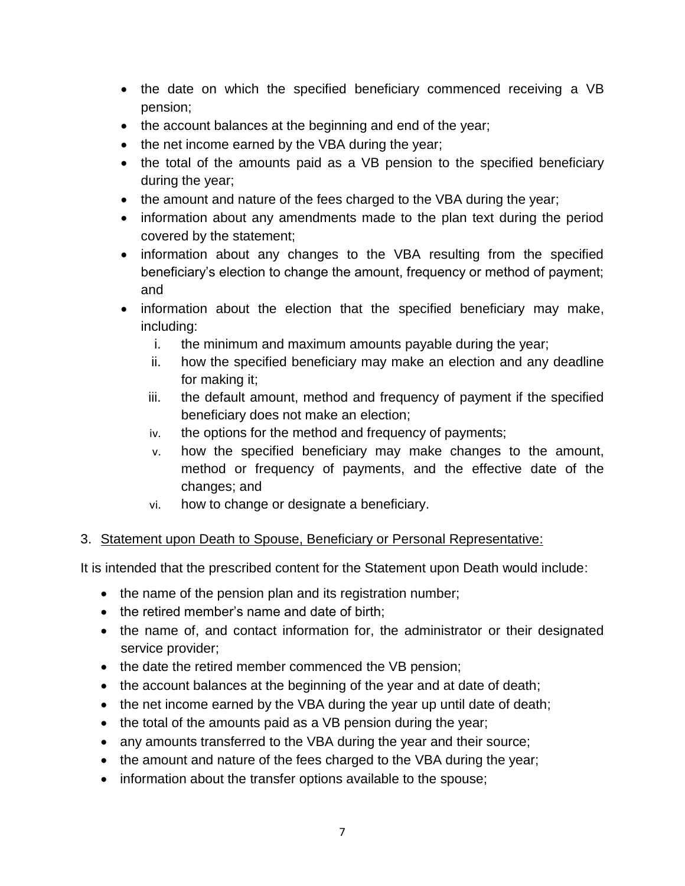- the date on which the specified beneficiary commenced receiving a VB pension;
- the account balances at the beginning and end of the year;
- the net income earned by the VBA during the year;
- the total of the amounts paid as a VB pension to the specified beneficiary during the year;
- the amount and nature of the fees charged to the VBA during the year;
- information about any amendments made to the plan text during the period covered by the statement;
- information about any changes to the VBA resulting from the specified beneficiary's election to change the amount, frequency or method of payment; and
- information about the election that the specified beneficiary may make, including:
    1. the minimum and maximum amounts payable during the year;
    2. how the specified beneficiary may make an election and any deadline for making it;
    3. the default amount, method and frequency of payment if the specified beneficiary does not make an election;
    4. the options for the method and frequency of payments;
    5. how the specified beneficiary may make changes to the amount, method or frequency of payments, and the effective date of the changes; and
    6. how to change or designate a beneficiary.

3. Statement upon Death to Spouse, Beneficiary or Personal Representative:

It is intended that the prescribed content for the Statement upon Death would include:

- the name of the pension plan and its registration number;
- the retired member's name and date of birth;
- the name of, and contact information for, the administrator or their designated service provider;
- the date the retired member commenced the VB pension;
- the account balances at the beginning of the year and at date of death;
- the net income earned by the VBA during the year up until date of death;
- the total of the amounts paid as a VB pension during the year;
- any amounts transferred to the VBA during the year and their source;
- the amount and nature of the fees charged to the VBA during the year;
- information about the transfer options available to the spouse;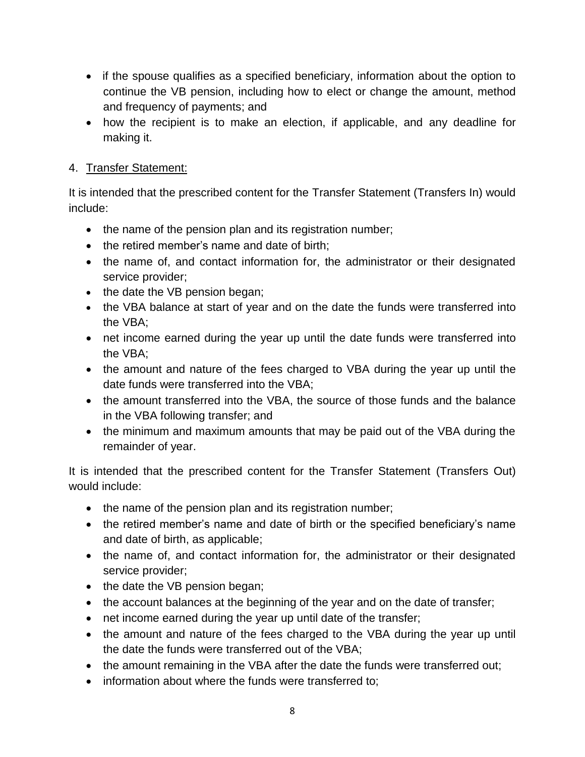- if the spouse qualifies as a specified beneficiary, information about the option to continue the VB pension, including how to elect or change the amount, method and frequency of payments; and
- how the recipient is to make an election, if applicable, and any deadline for making it.

4. Transfer Statement:

It is intended that the prescribed content for the Transfer Statement (Transfers In) would include:

- the name of the pension plan and its registration number;
- the retired member's name and date of birth;
- the name of, and contact information for, the administrator or their designated service provider;
- the date the VB pension began;
- the VBA balance at start of year and on the date the funds were transferred into the VBA;
- net income earned during the year up until the date funds were transferred into the VBA;
- the amount and nature of the fees charged to VBA during the year up until the date funds were transferred into the VBA;
- the amount transferred into the VBA, the source of those funds and the balance in the VBA following transfer; and
- the minimum and maximum amounts that may be paid out of the VBA during the remainder of year.

It is intended that the prescribed content for the Transfer Statement (Transfers Out) would include:

- the name of the pension plan and its registration number;
- the retired member's name and date of birth or the specified beneficiary's name and date of birth, as applicable;
- the name of, and contact information for, the administrator or their designated service provider;
- the date the VB pension began;
- the account balances at the beginning of the year and on the date of transfer;
- net income earned during the year up until date of the transfer;
- the amount and nature of the fees charged to the VBA during the year up until the date the funds were transferred out of the VBA;
- the amount remaining in the VBA after the date the funds were transferred out;
- information about where the funds were transferred to;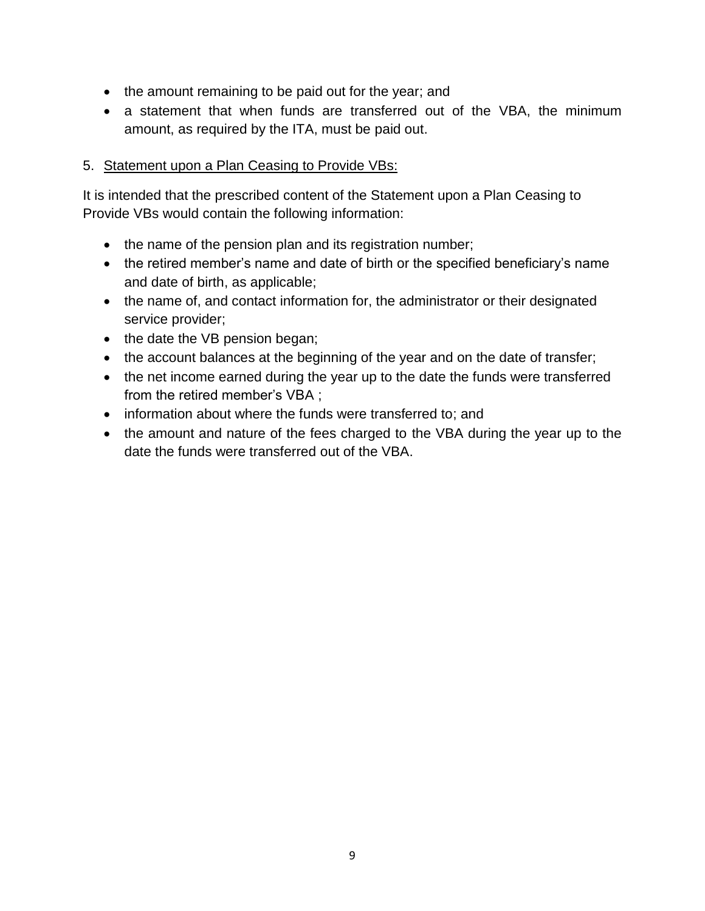- the amount remaining to be paid out for the year; and
- a statement that when funds are transferred out of the VBA, the minimum amount, as required by the ITA, must be paid out.

5. <u>Statement upon a Plan Ceasing to Provide VBs:</u>

It is intended that the prescribed content of the Statement upon a Plan Ceasing to Provide VBs would contain the following information:

- the name of the pension plan and its registration number;
- the retired member's name and date of birth or the specified beneficiary's name and date of birth, as applicable;
- the name of, and contact information for, the administrator or their designated service provider;
- the date the VB pension began;
- the account balances at the beginning of the year and on the date of transfer;
- the net income earned during the year up to the date the funds were transferred from the retired member's VBA ;
- information about where the funds were transferred to; and
- the amount and nature of the fees charged to the VBA during the year up to the date the funds were transferred out of the VBA.